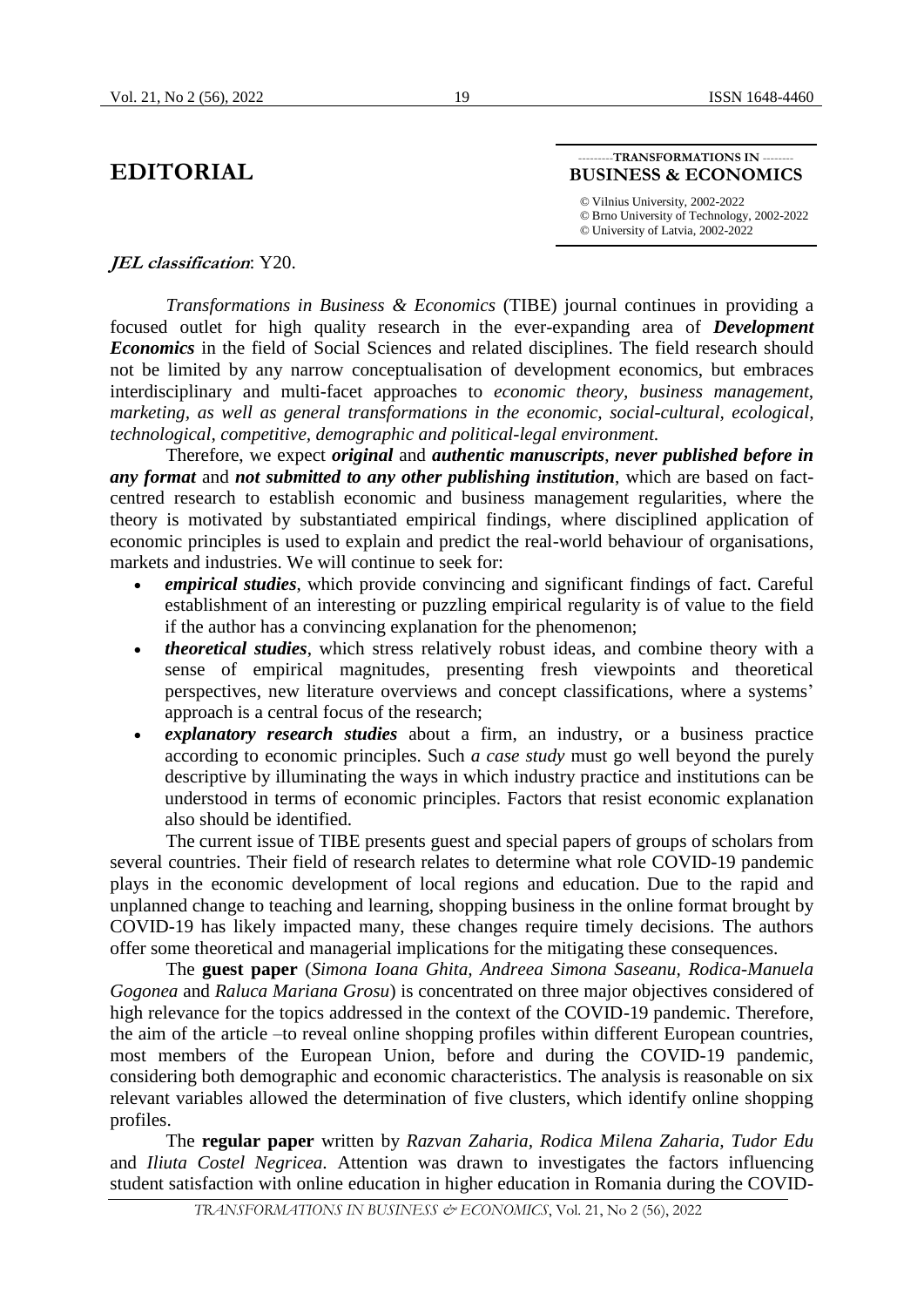# EDITORIAL

**TRANSFORMATIONS IN BUSINESS & ECONOMICS**

© Vilnius University, 2002-2022
© Brno University of Technology, 2002-2022
© University of Latvia, 2002-2022

***JEL classification***: Y20.

*Transformations in Business & Economics* (TIBE) journal continues in providing a focused outlet for high quality research in the ever-expanding area of ***Development Economics*** in the field of Social Sciences and related disciplines. The field research should not be limited by any narrow conceptualisation of development economics, but embraces interdisciplinary and multi-facet approaches to *economic theory, business management, marketing, as well as general transformations in the economic, social-cultural, ecological, technological, competitive, demographic and political-legal environment.*

Therefore, we expect ***original*** and ***authentic manuscripts***, ***never published before in any format*** and ***not submitted to any other publishing institution***, which are based on fact-centred research to establish economic and business management regularities, where the theory is motivated by substantiated empirical findings, where disciplined application of economic principles is used to explain and predict the real-world behaviour of organisations, markets and industries. We will continue to seek for:

- ***empirical studies***, which provide convincing and significant findings of fact. Careful establishment of an interesting or puzzling empirical regularity is of value to the field if the author has a convincing explanation for the phenomenon;
- ***theoretical studies***, which stress relatively robust ideas, and combine theory with a sense of empirical magnitudes, presenting fresh viewpoints and theoretical perspectives, new literature overviews and concept classifications, where a systems' approach is a central focus of the research;
- ***explanatory research studies*** about a firm, an industry, or a business practice according to economic principles. Such *a case study* must go well beyond the purely descriptive by illuminating the ways in which industry practice and institutions can be understood in terms of economic principles. Factors that resist economic explanation also should be identified.

The current issue of TIBE presents guest and special papers of groups of scholars from several countries. Their field of research relates to determine what role COVID-19 pandemic plays in the economic development of local regions and education. Due to the rapid and unplanned change to teaching and learning, shopping business in the online format brought by COVID-19 has likely impacted many, these changes require timely decisions. The authors offer some theoretical and managerial implications for the mitigating these consequences.

The **guest paper** (*Simona Ioana Ghita, Andreea Simona Saseanu, Rodica-Manuela Gogonea* and *Raluca Mariana Grosu*) is concentrated on three major objectives considered of high relevance for the topics addressed in the context of the COVID-19 pandemic. Therefore, the aim of the article –to reveal online shopping profiles within different European countries, most members of the European Union, before and during the COVID-19 pandemic, considering both demographic and economic characteristics. The analysis is reasonable on six relevant variables allowed the determination of five clusters, which identify online shopping profiles.

The **regular paper** written by *Razvan Zaharia, Rodica Milena Zaharia, Tudor Edu* and *Iliuta Costel Negricea*. Attention was drawn to investigates the factors influencing student satisfaction with online education in higher education in Romania during the COVID-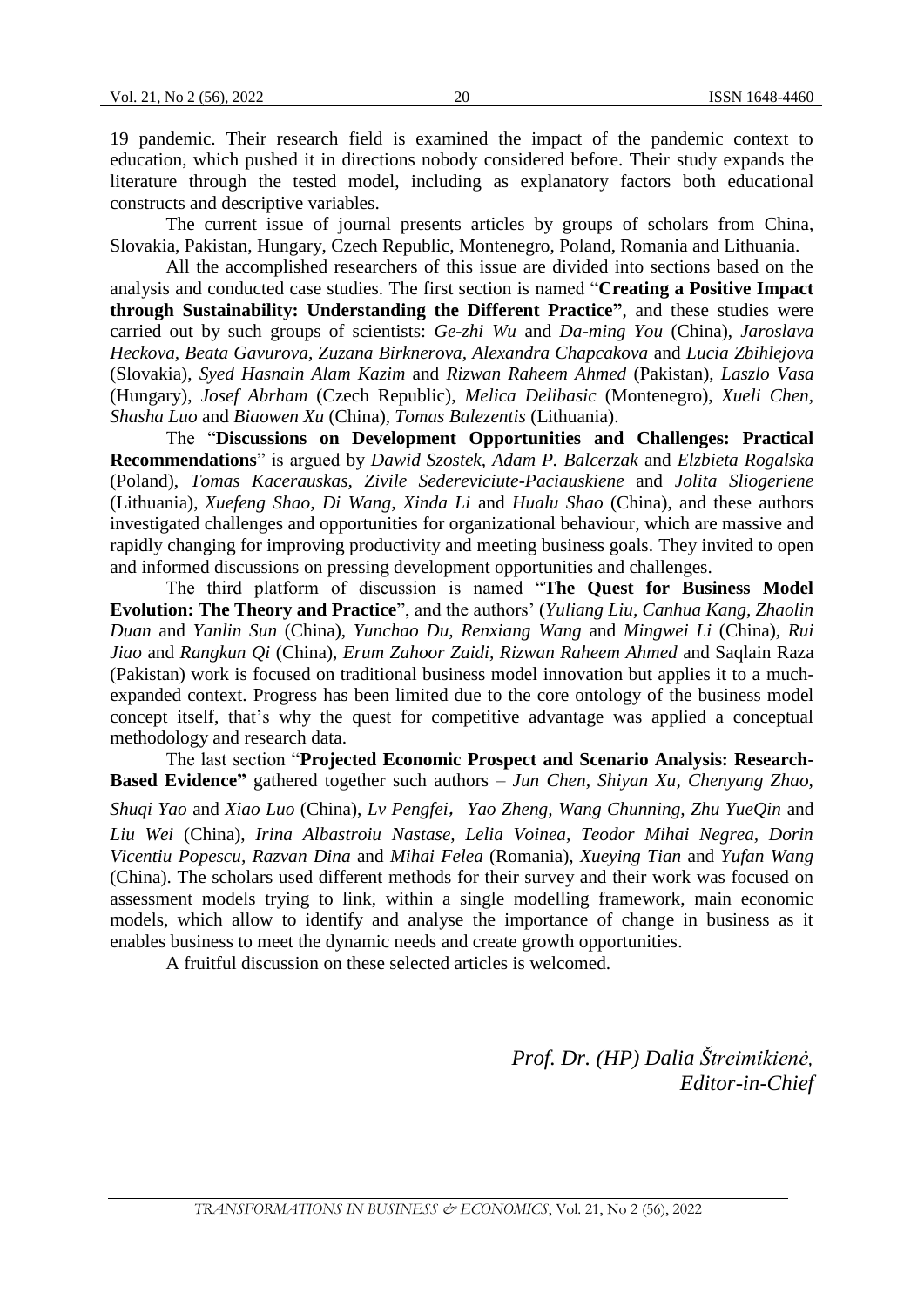19 pandemic. Their research field is examined the impact of the pandemic context to education, which pushed it in directions nobody considered before. Their study expands the literature through the tested model, including as explanatory factors both educational constructs and descriptive variables.

The current issue of journal presents articles by groups of scholars from China, Slovakia, Pakistan, Hungary, Czech Republic, Montenegro, Poland, Romania and Lithuania.

All the accomplished researchers of this issue are divided into sections based on the analysis and conducted case studies. The first section is named "**Creating a Positive Impact through Sustainability: Understanding the Different Practice"**, and these studies were carried out by such groups of scientists: *Ge-zhi Wu* and *Da-ming You* (China), *Jaroslava Heckova, Beata Gavurova, Zuzana Birknerova, Alexandra Chapcakova* and *Lucia Zbihlejova* (Slovakia), *Syed Hasnain Alam Kazim* and *Rizwan Raheem Ahmed* (Pakistan), *Laszlo Vasa* (Hungary), *Josef Abrham* (Czech Republic), *Melica Delibasic* (Montenegro), *Xueli Chen, Shasha Luo* and *Biaowen Xu* (China), *Tomas Balezentis* (Lithuania).

The "**Discussions on Development Opportunities and Challenges: Practical Recommendations**" is argued by *Dawid Szostek, Adam P. Balcerzak* and *Elzbieta Rogalska* (Poland), *Tomas Kacerauskas, Zivile Sedereviciute-Paciauskiene* and *Jolita Sliogeriene* (Lithuania), *Xuefeng Shao, Di Wang, Xinda Li* and *Hualu Shao* (China), and these authors investigated challenges and opportunities for organizational behaviour, which are massive and rapidly changing for improving productivity and meeting business goals. They invited to open and informed discussions on pressing development opportunities and challenges.

The third platform of discussion is named "**The Quest for Business Model Evolution: The Theory and Practice**", and the authors' (*Yuliang Liu, Canhua Kang, Zhaolin Duan* and *Yanlin Sun* (China), *Yunchao Du, Renxiang Wang* and *Mingwei Li* (China), *Rui Jiao* and *Rangkun Qi* (China), *Erum Zahoor Zaidi, Rizwan Raheem Ahmed* and Saqlain Raza (Pakistan) work is focused on traditional business model innovation but applies it to a much-expanded context. Progress has been limited due to the core ontology of the business model concept itself, that's why the quest for competitive advantage was applied a conceptual methodology and research data.

The last section "**Projected Economic Prospect and Scenario Analysis: Research-Based Evidence"** gathered together such authors – *Jun Chen, Shiyan Xu, Chenyang Zhao, Shuqi Yao* and *Xiao Luo* (China), *Lv Pengfei，Yao Zheng, Wang Chunning, Zhu YueQin* and *Liu Wei* (China), *Irina Albastroiu Nastase, Lelia Voinea, Teodor Mihai Negrea, Dorin Vicentiu Popescu, Razvan Dina* and *Mihai Felea* (Romania), *Xueying Tian* and *Yufan Wang* (China). The scholars used different methods for their survey and their work was focused on assessment models trying to link, within a single modelling framework, main economic models, which allow to identify and analyse the importance of change in business as it enables business to meet the dynamic needs and create growth opportunities.

A fruitful discussion on these selected articles is welcomed.

*Prof. Dr. (HP) Dalia Štreimikienė,*
*Editor-in-Chief*